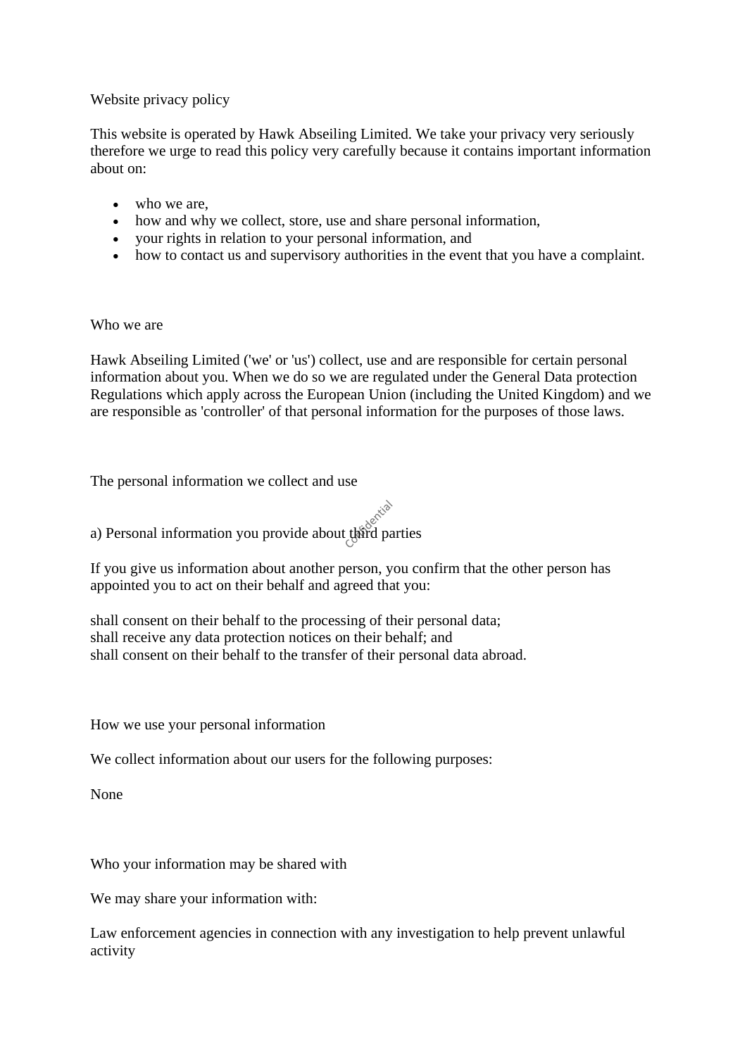# Website privacy policy

This website is operated by Hawk Abseiling Limited. We take your privacy very seriously therefore we urge to read this policy very carefully because it contains important information about on:

- who we are,
- how and why we collect, store, use and share personal information,
- your rights in relation to your personal information, and
- how to contact us and supervisory authorities in the event that you have a complaint.

## Who we are

Hawk Abseiling Limited ('we' or 'us') collect, use and are responsible for certain personal information about you. When we do so we are regulated under the General Data protection Regulations which apply across the European Union (including the United Kingdom) and we are responsible as 'controller' of that personal information for the purposes of those laws.

## The personal information we collect and use

### a) Personal information you provide about third parties

If you give us information about another person, you confirm that the other person has appointed you to act on their behalf and agreed that you:

shall consent on their behalf to the processing of their personal data;
shall receive any data protection notices on their behalf; and
shall consent on their behalf to the transfer of their personal data abroad.

## How we use your personal information

We collect information about our users for the following purposes:

None

## Who your information may be shared with

We may share your information with:

Law enforcement agencies in connection with any investigation to help prevent unlawful activity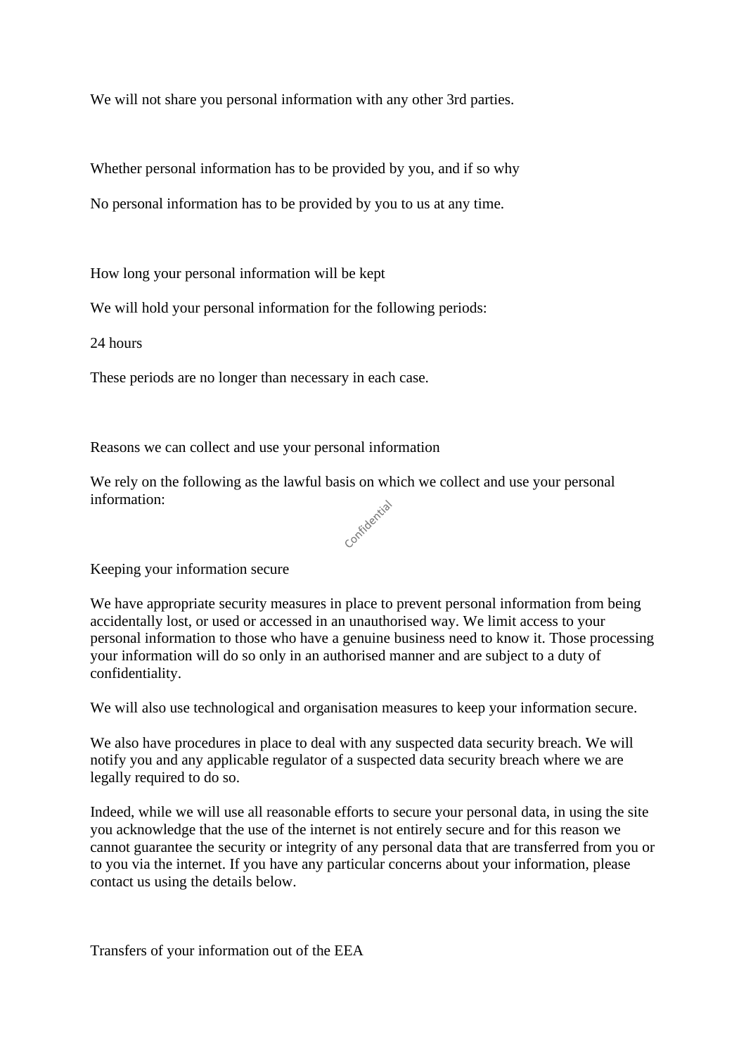We will not share you personal information with any other 3rd parties.

## Whether personal information has to be provided by you, and if so why

No personal information has to be provided by you to us at any time.

## How long your personal information will be kept

We will hold your personal information for the following periods:

24 hours

These periods are no longer than necessary in each case.

## Reasons we can collect and use your personal information

We rely on the following as the lawful basis on which we collect and use your personal information:

## Keeping your information secure

We have appropriate security measures in place to prevent personal information from being accidentally lost, or used or accessed in an unauthorised way. We limit access to your personal information to those who have a genuine business need to know it. Those processing your information will do so only in an authorised manner and are subject to a duty of confidentiality.

We will also use technological and organisation measures to keep your information secure.

We also have procedures in place to deal with any suspected data security breach. We will notify you and any applicable regulator of a suspected data security breach where we are legally required to do so.

Indeed, while we will use all reasonable efforts to secure your personal data, in using the site you acknowledge that the use of the internet is not entirely secure and for this reason we cannot guarantee the security or integrity of any personal data that are transferred from you or to you via the internet. If you have any particular concerns about your information, please contact us using the details below.

## Transfers of your information out of the EEA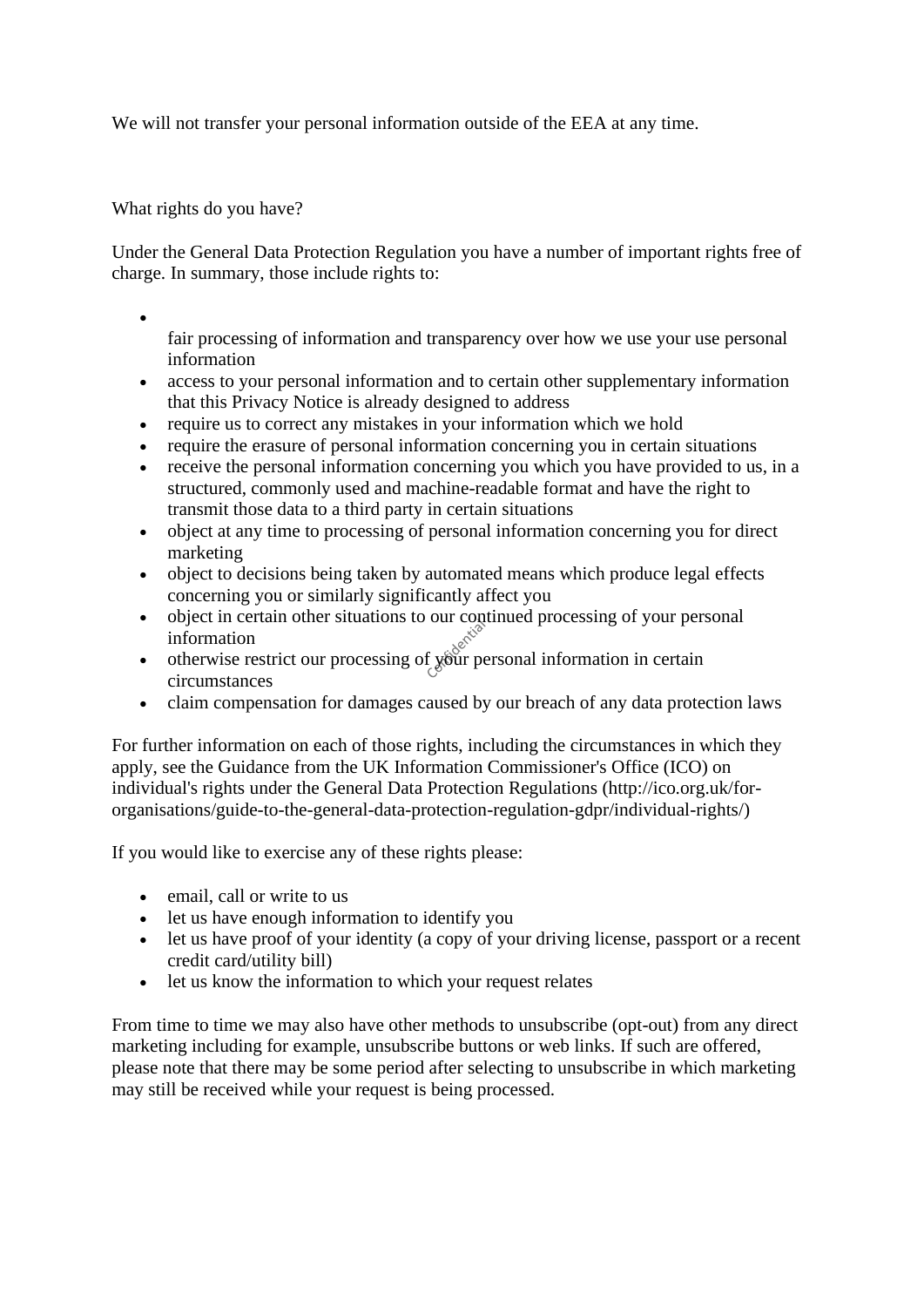We will not transfer your personal information outside of the EEA at any time.

## What rights do you have?

Under the General Data Protection Regulation you have a number of important rights free of charge. In summary, those include rights to:

- fair processing of information and transparency over how we use your use personal information
- access to your personal information and to certain other supplementary information that this Privacy Notice is already designed to address
- require us to correct any mistakes in your information which we hold
- require the erasure of personal information concerning you in certain situations
- receive the personal information concerning you which you have provided to us, in a structured, commonly used and machine-readable format and have the right to transmit those data to a third party in certain situations
- object at any time to processing of personal information concerning you for direct marketing
- object to decisions being taken by automated means which produce legal effects concerning you or similarly significantly affect you
- object in certain other situations to our continued processing of your personal information
- otherwise restrict our processing of your personal information in certain circumstances
- claim compensation for damages caused by our breach of any data protection laws

For further information on each of those rights, including the circumstances in which they apply, see the Guidance from the UK Information Commissioner's Office (ICO) on individual's rights under the General Data Protection Regulations (http://ico.org.uk/for-organisations/guide-to-the-general-data-protection-regulation-gdpr/individual-rights/)

If you would like to exercise any of these rights please:

- email, call or write to us
- let us have enough information to identify you
- let us have proof of your identity (a copy of your driving license, passport or a recent credit card/utility bill)
- let us know the information to which your request relates

From time to time we may also have other methods to unsubscribe (opt-out) from any direct marketing including for example, unsubscribe buttons or web links. If such are offered, please note that there may be some period after selecting to unsubscribe in which marketing may still be received while your request is being processed.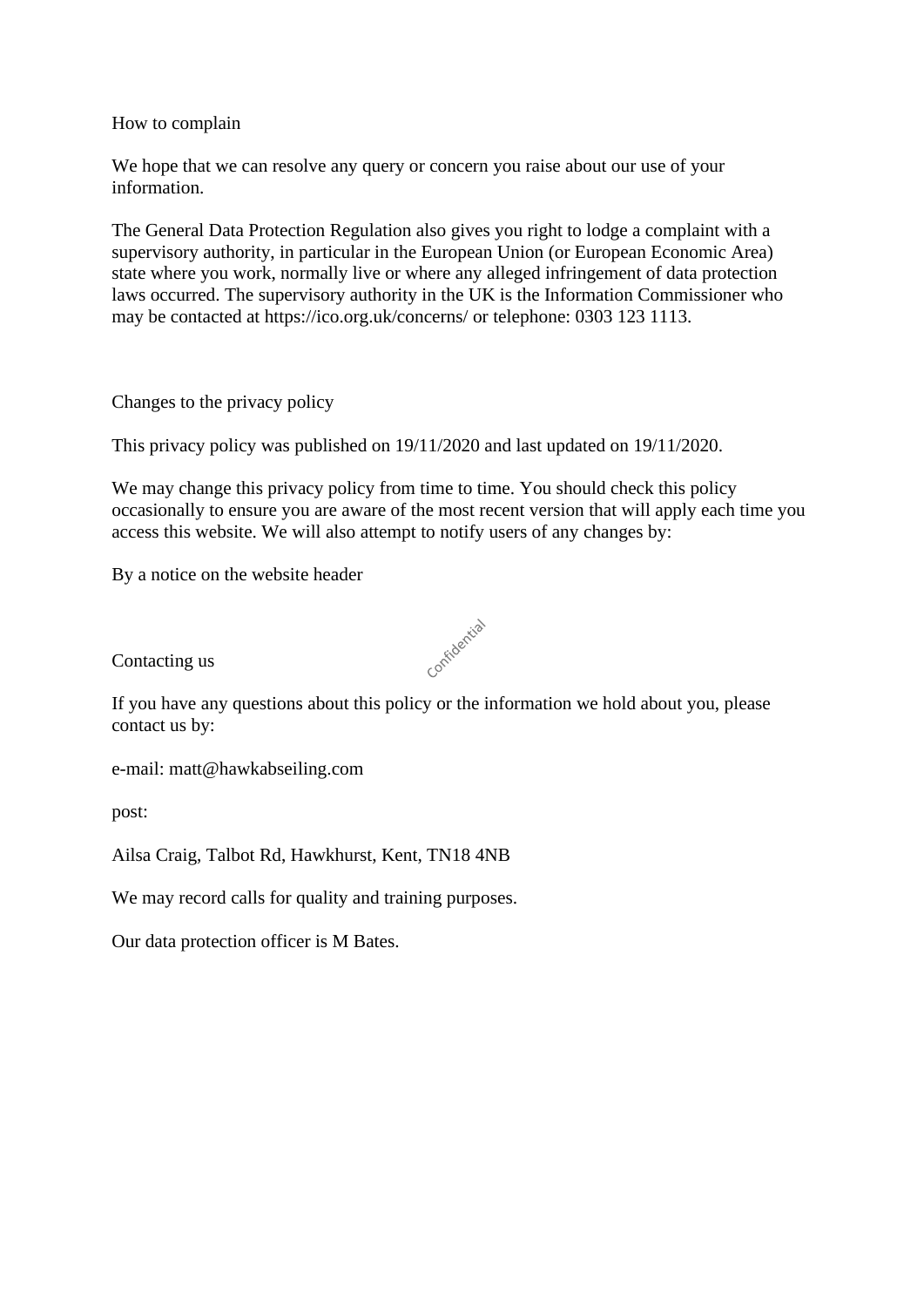## How to complain

We hope that we can resolve any query or concern you raise about our use of your information.

The General Data Protection Regulation also gives you right to lodge a complaint with a supervisory authority, in particular in the European Union (or European Economic Area) state where you work, normally live or where any alleged infringement of data protection laws occurred. The supervisory authority in the UK is the Information Commissioner who may be contacted at https://ico.org.uk/concerns/ or telephone: 0303 123 1113.

## Changes to the privacy policy

This privacy policy was published on 19/11/2020 and last updated on 19/11/2020.

We may change this privacy policy from time to time. You should check this policy occasionally to ensure you are aware of the most recent version that will apply each time you access this website. We will also attempt to notify users of any changes by:

By a notice on the website header

## Contacting us

If you have any questions about this policy or the information we hold about you, please contact us by:

e-mail: matt@hawkabseiling.com

post:

Ailsa Craig, Talbot Rd, Hawkhurst, Kent, TN18 4NB

We may record calls for quality and training purposes.

Our data protection officer is M Bates.